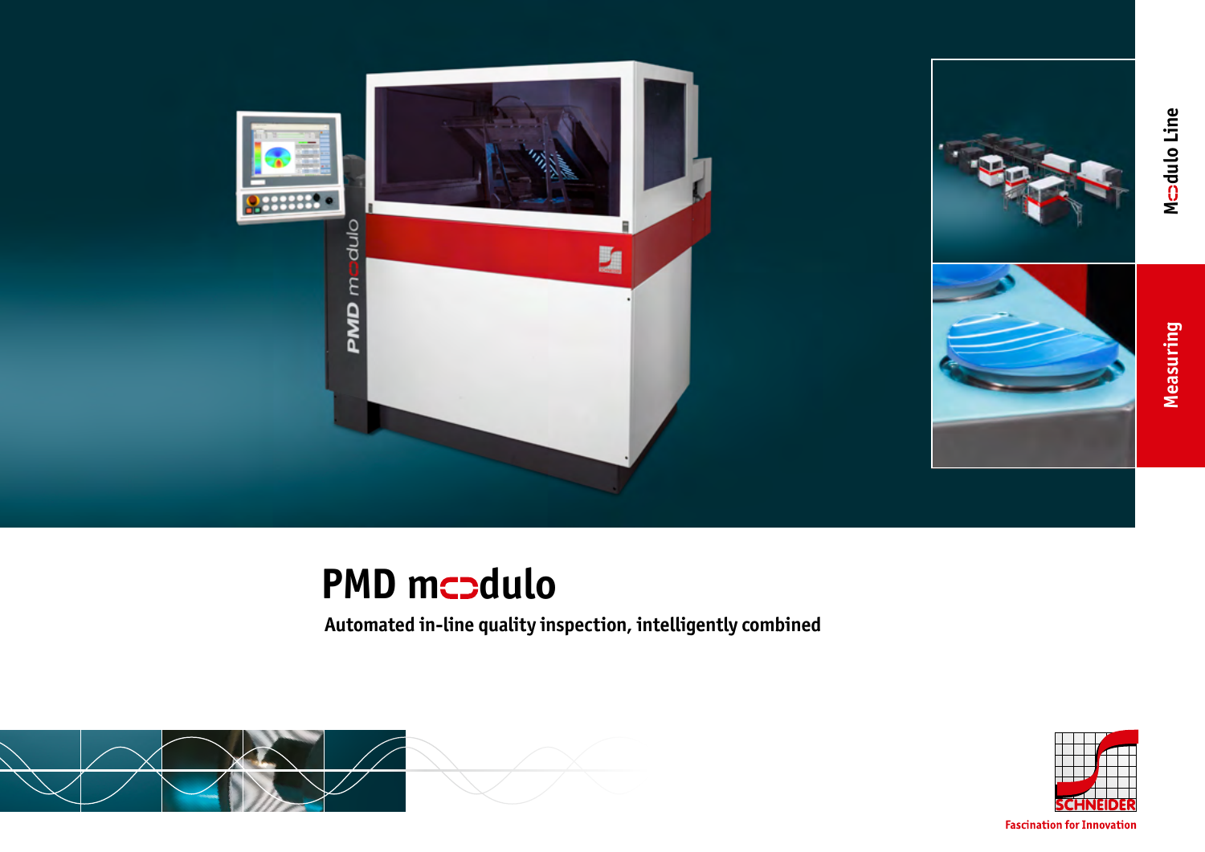Modulo Line

Measuring

# PMD modulo

**Automated in-line quality inspection, intelligently combined**

SCHNEIDER

Fascination for Innovation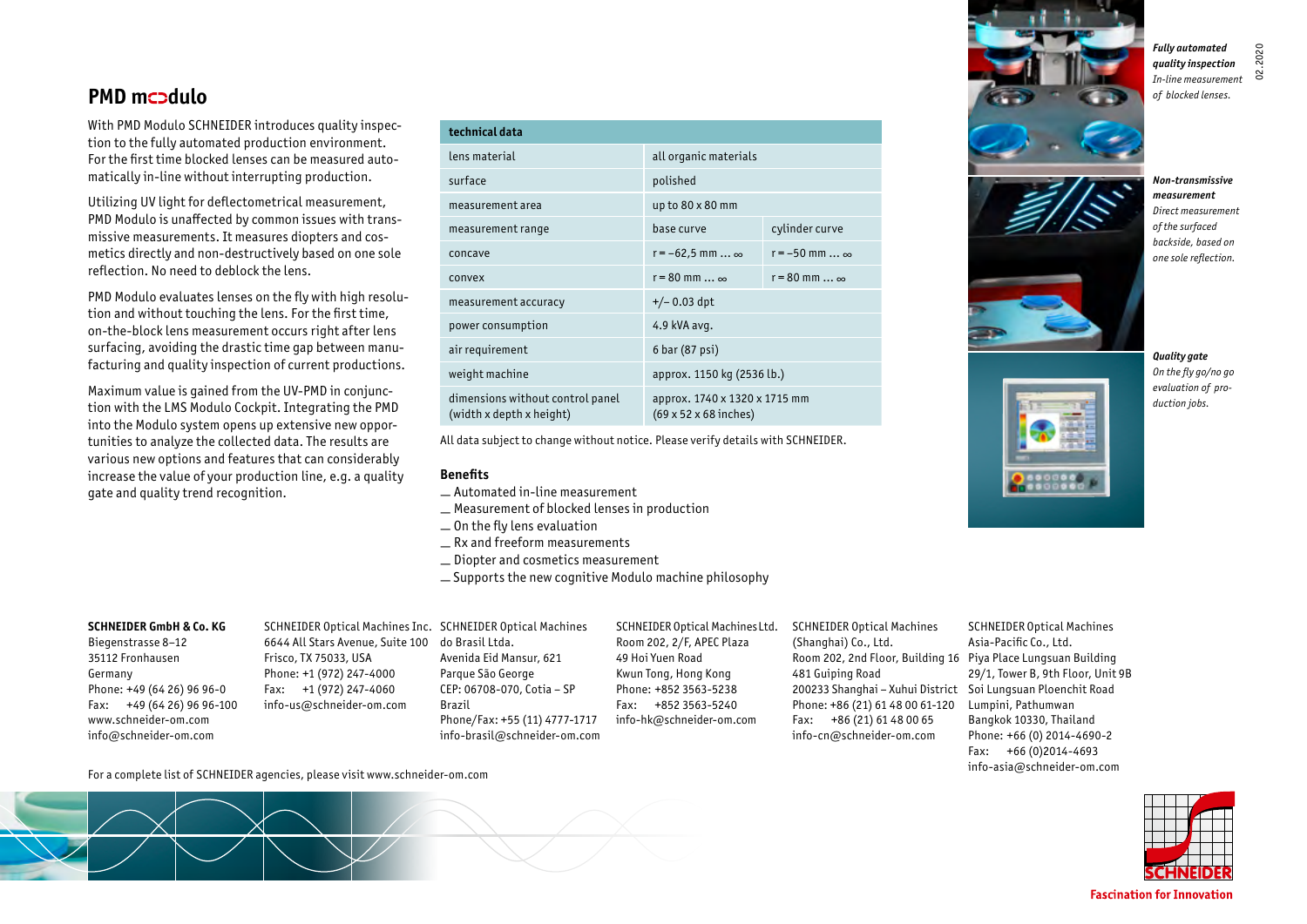# PMD modulo

With PMD Modulo SCHNEIDER introduces quality inspection to the fully automated production environment. For the first time blocked lenses can be measured automatically in-line without interrupting production.

Utilizing UV light for deflectometrical measurement, PMD Modulo is unaffected by common issues with transmissive measurements. It measures diopters and cosmetics directly and non-destructively based on one sole reflection. No need to deblock the lens.

PMD Modulo evaluates lenses on the fly with high resolution and without touching the lens. For the first time, on-the-block lens measurement occurs right after lens surfacing, avoiding the drastic time gap between manufacturing and quality inspection of current productions.

Maximum value is gained from the UV-PMD in conjunction with the LMS Modulo Cockpit. Integrating the PMD into the Modulo system opens up extensive new opportunities to analyze the collected data. The results are various new options and features that can considerably increase the value of your production line, e.g. a quality gate and quality trend recognition.

| technical data | | |
|---|---|---|
| lens material | all organic materials | |
| surface | polished | |
| measurement area | up to 80 x 80 mm | |
| measurement range | base curve | cylinder curve |
| concave | r = –62,5 mm … ∞ | r = –50 mm … ∞ |
| convex | r = 80 mm … ∞ | r = 80 mm … ∞ |
| measurement accuracy | +/– 0.03 dpt | |
| power consumption | 4.9 kVA avg. | |
| air requirement | 6 bar (87 psi) | |
| weight machine | approx. 1150 kg (2536 lb.) | |
| dimensions without control panel (width x depth x height) | approx. 1740 x 1320 x 1715 mm (69 x 52 x 68 inches) | |

All data subject to change without notice. Please verify details with SCHNEIDER.

**Benefits**

- Automated in-line measurement
- Measurement of blocked lenses in production
- On the fly lens evaluation
- Rx and freeform measurements
- Diopter and cosmetics measurement
- Supports the new cognitive Modulo machine philosophy

***Fully automated quality inspection***
*In-line measurement of blocked lenses.*

***Non-transmissive measurement***
*Direct measurement of the surfaced backside, based on one sole reflection.*

***Quality gate***
*On the fly go/no go evaluation of production jobs.*

02.2020

**SCHNEIDER GmbH & Co. KG**
Biegenstrasse 8–12
35112 Fronhausen
Germany
Phone: +49 (64 26) 96 96-0
Fax: +49 (64 26) 96 96-100
www.schneider-om.com
info@schneider-om.com

SCHNEIDER Optical Machines Inc.
6644 All Stars Avenue, Suite 100
Frisco, TX 75033, USA
Phone: +1 (972) 247-4000
Fax: +1 (972) 247-4060
info-us@schneider-om.com

SCHNEIDER Optical Machines do Brasil Ltda.
Avenida Eid Mansur, 621
Parque São George
CEP: 06708-070, Cotia – SP
Brazil
Phone/Fax: +55 (11) 4777-1717
info-brasil@schneider-om.com

SCHNEIDER Optical Machines Ltd.
Room 202, 2/F, APEC Plaza
49 Hoi Yuen Road
Kwun Tong, Hong Kong
Phone: +852 3563-5238
Fax: +852 3563-5240
info-hk@schneider-om.com

SCHNEIDER Optical Machines (Shanghai) Co., Ltd.
Room 202, 2nd Floor, Building 16
481 Guiping Road
200233 Shanghai – Xuhui District
Phone: +86 (21) 61 48 00 61-120
Fax: +86 (21) 61 48 00 65
info-cn@schneider-om.com

SCHNEIDER Optical Machines Asia-Pacific Co., Ltd.
Piya Place Lungsuan Building
29/1, Tower B, 9th Floor, Unit 9B
Soi Lungsuan Ploenchit Road
Lumpini, Pathumwan
Bangkok 10330, Thailand
Phone: +66 (0) 2014-4690-2
Fax: +66 (0)2014-4693
info-asia@schneider-om.com

For a complete list of SCHNEIDER agencies, please visit www.schneider-om.com

SCHNEIDER
Fascination for Innovation